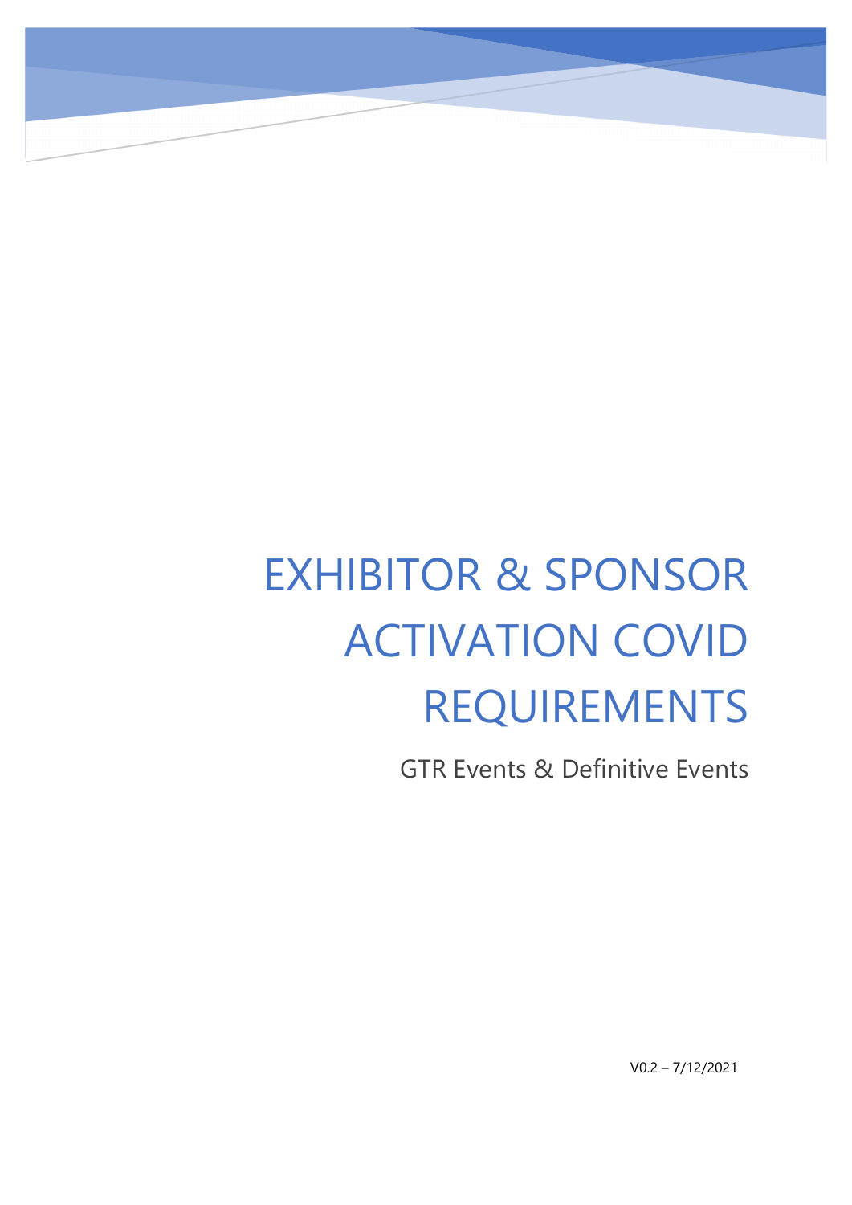# EXHIBITOR & SPONSOR ACTIVATION COVID REQUIREMENTS

GTR Events & Definitive Events

V0.2 – 7/12/2021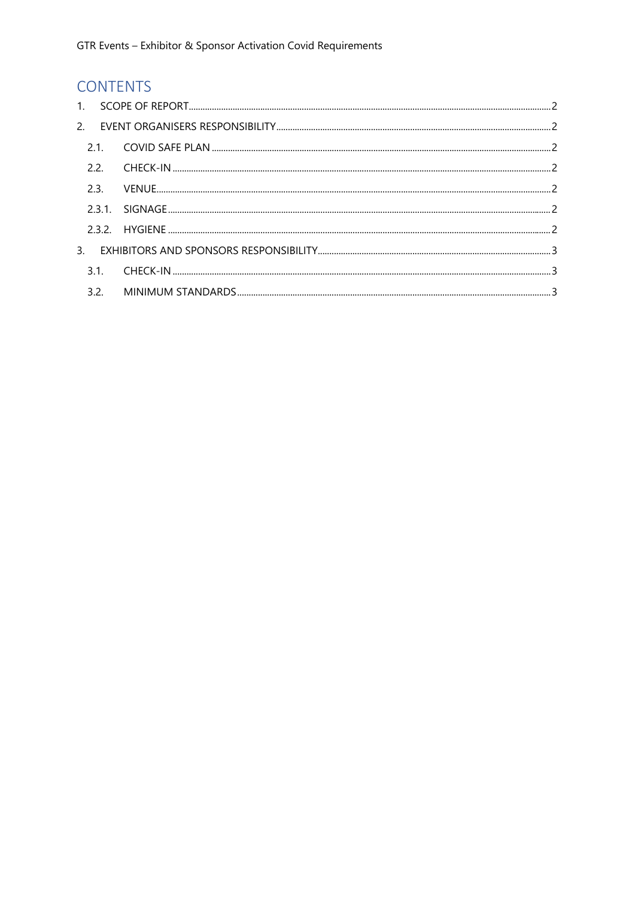# CONTENTS

1. SCOPE OF REPORT ..... 2
2. EVENT ORGANISERS RESPONSIBILITY ..... 2
   - 2.1. COVID SAFE PLAN ..... 2
   - 2.2. CHECK-IN ..... 2
   - 2.3. VENUE ..... 2
   - 2.3.1. SIGNAGE ..... 2
   - 2.3.2. HYGIENE ..... 2
3. EXHIBITORS AND SPONSORS RESPONSIBILITY ..... 3
   - 3.1. CHECK-IN ..... 3
   - 3.2. MINIMUM STANDARDS ..... 3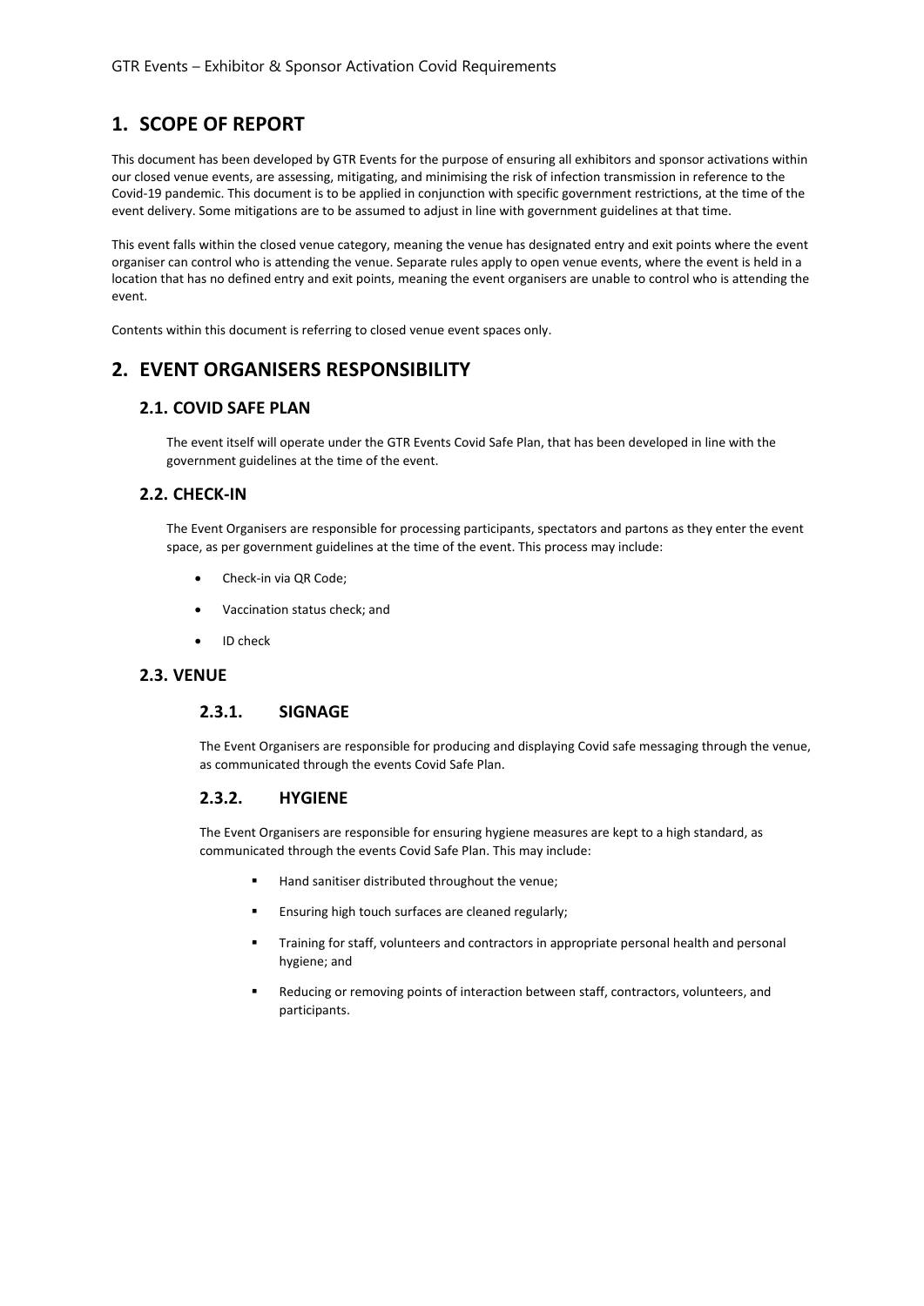# 1. SCOPE OF REPORT

This document has been developed by GTR Events for the purpose of ensuring all exhibitors and sponsor activations within our closed venue events, are assessing, mitigating, and minimising the risk of infection transmission in reference to the Covid-19 pandemic. This document is to be applied in conjunction with specific government restrictions, at the time of the event delivery. Some mitigations are to be assumed to adjust in line with government guidelines at that time.

This event falls within the closed venue category, meaning the venue has designated entry and exit points where the event organiser can control who is attending the venue. Separate rules apply to open venue events, where the event is held in a location that has no defined entry and exit points, meaning the event organisers are unable to control who is attending the event.

Contents within this document is referring to closed venue event spaces only.

# 2. EVENT ORGANISERS RESPONSIBILITY

## 2.1. COVID SAFE PLAN

The event itself will operate under the GTR Events Covid Safe Plan, that has been developed in line with the government guidelines at the time of the event.

## 2.2. CHECK-IN

The Event Organisers are responsible for processing participants, spectators and partons as they enter the event space, as per government guidelines at the time of the event. This process may include:

- Check-in via QR Code;
- Vaccination status check; and
- ID check

## 2.3. VENUE

### 2.3.1. SIGNAGE

The Event Organisers are responsible for producing and displaying Covid safe messaging through the venue, as communicated through the events Covid Safe Plan.

### 2.3.2. HYGIENE

The Event Organisers are responsible for ensuring hygiene measures are kept to a high standard, as communicated through the events Covid Safe Plan. This may include:

- Hand sanitiser distributed throughout the venue;
- Ensuring high touch surfaces are cleaned regularly;
- Training for staff, volunteers and contractors in appropriate personal health and personal hygiene; and
- Reducing or removing points of interaction between staff, contractors, volunteers, and participants.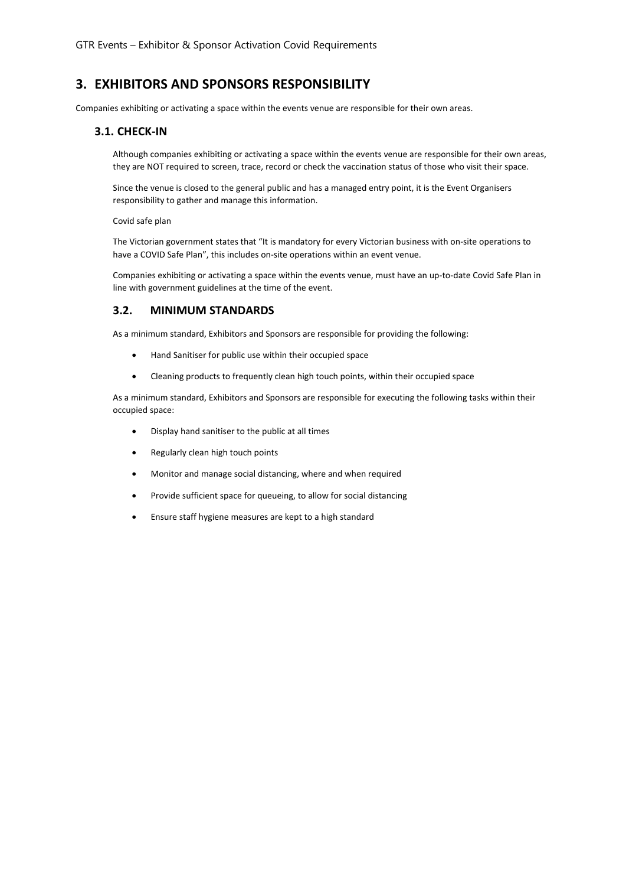## 3. EXHIBITORS AND SPONSORS RESPONSIBILITY

Companies exhibiting or activating a space within the events venue are responsible for their own areas.

### 3.1. CHECK-IN

Although companies exhibiting or activating a space within the events venue are responsible for their own areas, they are NOT required to screen, trace, record or check the vaccination status of those who visit their space.

Since the venue is closed to the general public and has a managed entry point, it is the Event Organisers responsibility to gather and manage this information.

Covid safe plan

The Victorian government states that "It is mandatory for every Victorian business with on-site operations to have a COVID Safe Plan", this includes on-site operations within an event venue.

Companies exhibiting or activating a space within the events venue, must have an up-to-date Covid Safe Plan in line with government guidelines at the time of the event.

### 3.2. MINIMUM STANDARDS

As a minimum standard, Exhibitors and Sponsors are responsible for providing the following:

- Hand Sanitiser for public use within their occupied space
- Cleaning products to frequently clean high touch points, within their occupied space

As a minimum standard, Exhibitors and Sponsors are responsible for executing the following tasks within their occupied space:

- Display hand sanitiser to the public at all times
- Regularly clean high touch points
- Monitor and manage social distancing, where and when required
- Provide sufficient space for queueing, to allow for social distancing
- Ensure staff hygiene measures are kept to a high standard